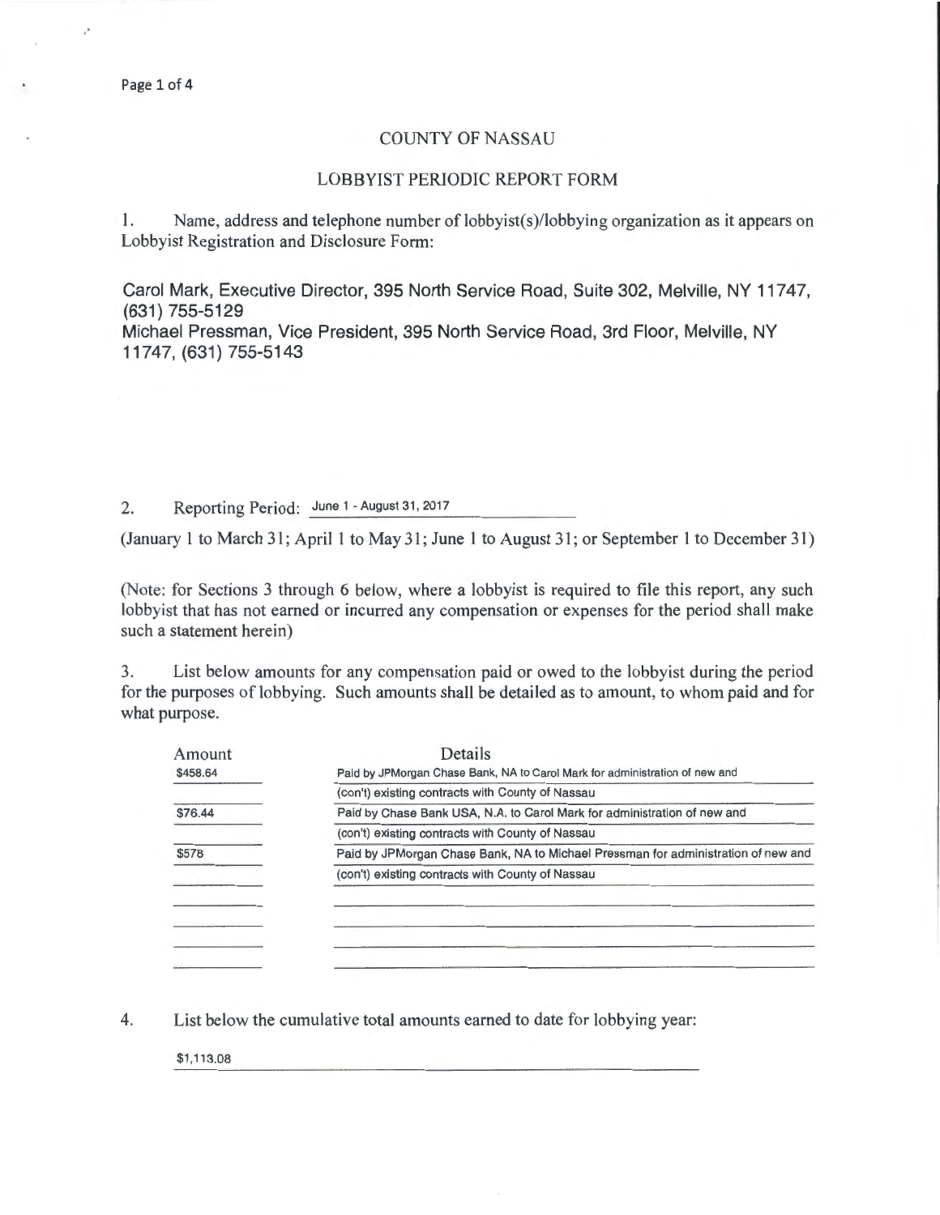# COUNTY OF NASSAU

## LOBBYIST PERIODIC REPORT FORM

1. Name, address and telephone number of lobbyist(s)/lobbying organization as it appears on Lobbyist Registration and Disclosure Form:

Carol Mark, Executive Director, 395 North Service Road, Suite 302, Melville, NY 11747, (631) 755-5129
Michael Pressman, Vice President, 395 North Service Road, 3rd Floor, Melville, NY 11747, (631) 755-5143

2. Reporting Period: June 1 - August 31, 2017

(January 1 to March 31; April 1 to May 31; June 1 to August 31; or September 1 to December 31)

(Note: for Sections 3 through 6 below, where a lobbyist is required to file this report, any such lobbyist that has not earned or incurred any compensation or expenses for the period shall make such a statement herein)

3. List below amounts for any compensation paid or owed to the lobbyist during the period for the purposes of lobbying. Such amounts shall be detailed as to amount, to whom paid and for what purpose.

| Amount | Details |
|---|---|
| $458.64 | Paid by JPMorgan Chase Bank, NA to Carol Mark for administration of new and |
| | (con't) existing contracts with County of Nassau |
| $76.44 | Paid by Chase Bank USA, N.A. to Carol Mark for administration of new and |
| | (con't) existing contracts with County of Nassau |
| $578 | Paid by JPMorgan Chase Bank, NA to Michael Pressman for administration of new and |
| | (con't) existing contracts with County of Nassau |

4. List below the cumulative total amounts earned to date for lobbying year:

$1,113.08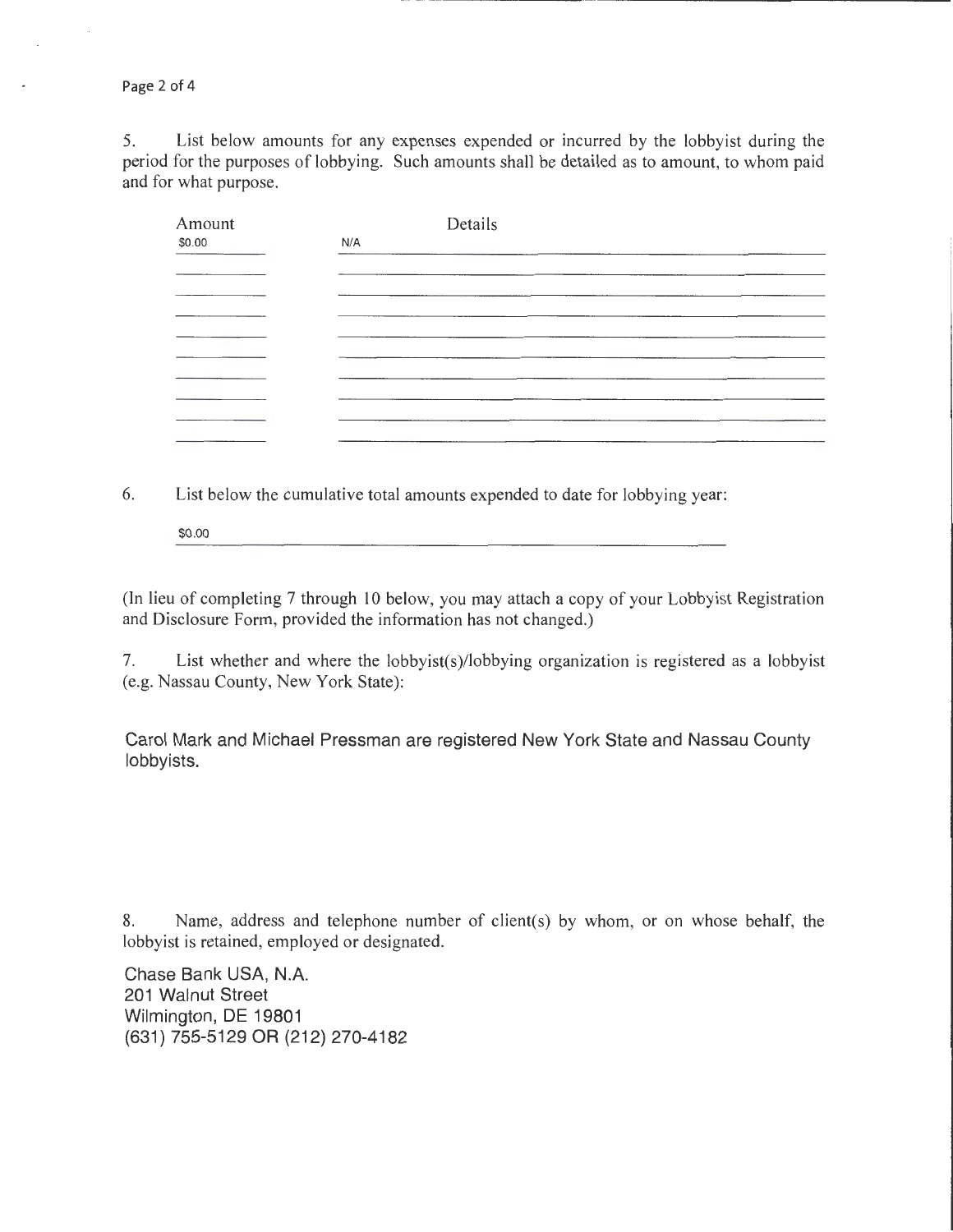5. List below amounts for any expenses expended or incurred by the lobbyist during the period for the purposes of lobbying. Such amounts shall be detailed as to amount, to whom paid and for what purpose.

| Amount | Details |
| --- | --- |
| $0.00 | N/A |

6. List below the cumulative total amounts expended to date for lobbying year:

$0.00

(In lieu of completing 7 through 10 below, you may attach a copy of your Lobbyist Registration and Disclosure Form, provided the information has not changed.)

7. List whether and where the lobbyist(s)/lobbying organization is registered as a lobbyist (e.g. Nassau County, New York State):

Carol Mark and Michael Pressman are registered New York State and Nassau County lobbyists.

8. Name, address and telephone number of client(s) by whom, or on whose behalf, the lobbyist is retained, employed or designated.

Chase Bank USA, N.A.
201 Walnut Street
Wilmington, DE 19801
(631) 755-5129 OR (212) 270-4182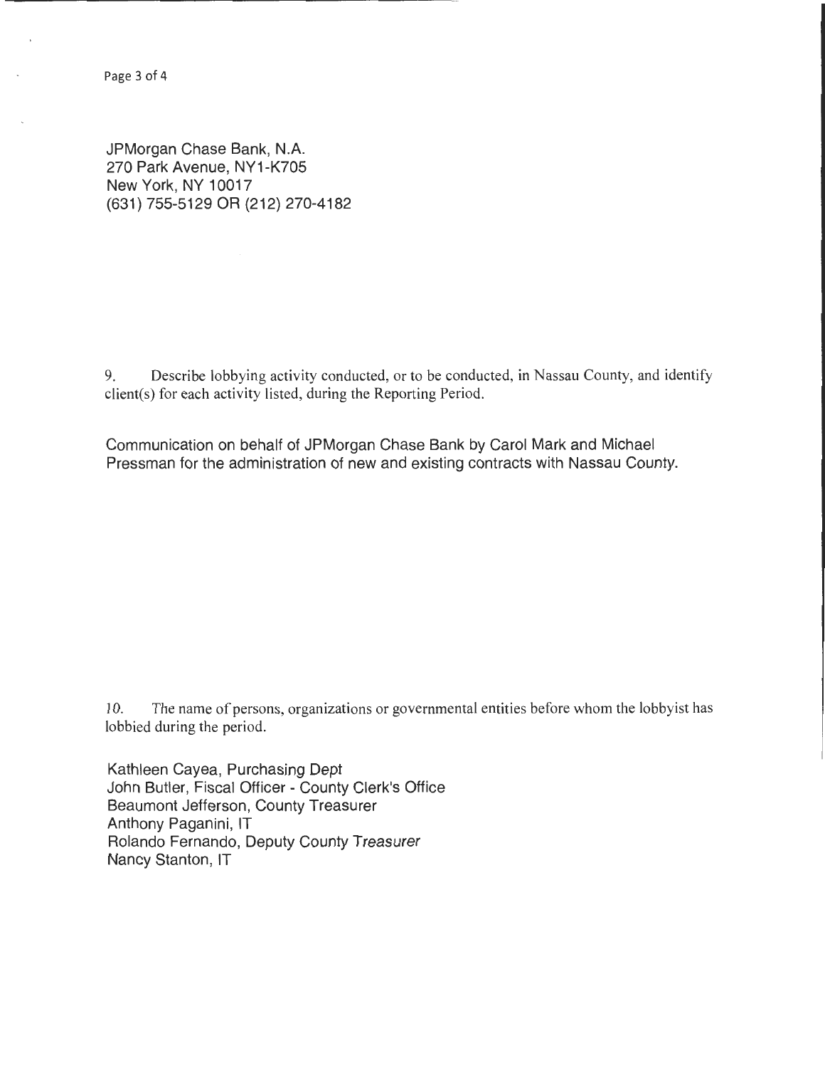JPMorgan Chase Bank, N.A.
270 Park Avenue, NY1-K705
New York, NY 10017
(631) 755-5129 OR (212) 270-4182

9. Describe lobbying activity conducted, or to be conducted, in Nassau County, and identify client(s) for each activity listed, during the Reporting Period.

Communication on behalf of JPMorgan Chase Bank by Carol Mark and Michael Pressman for the administration of new and existing contracts with Nassau County.

10. The name of persons, organizations or governmental entities before whom the lobbyist has lobbied during the period.

Kathleen Cayea, Purchasing Dept
John Butler, Fiscal Officer - County Clerk's Office
Beaumont Jefferson, County Treasurer
Anthony Paganini, IT
Rolando Fernando, Deputy County Treasurer
Nancy Stanton, IT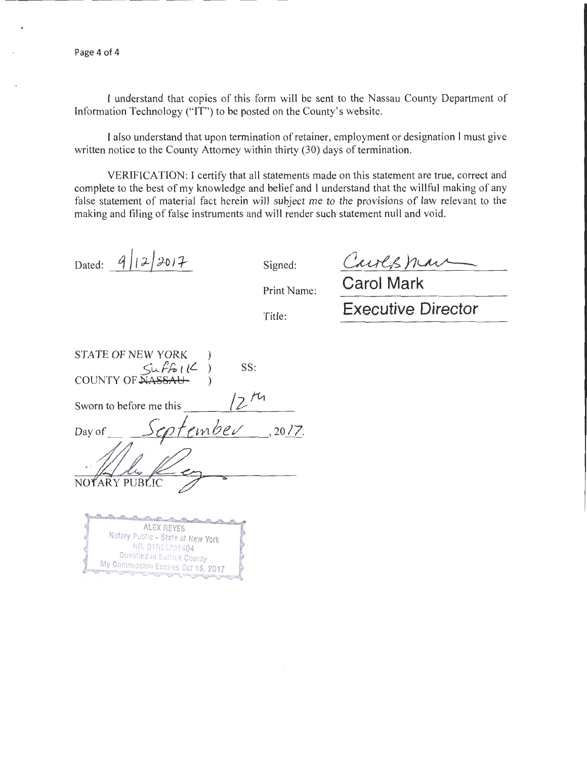I understand that copies of this form will be sent to the Nassau County Department of Information Technology ("IT") to be posted on the County's website.

I also understand that upon termination of retainer, employment or designation I must give written notice to the County Attorney within thirty (30) days of termination.

VERIFICATION: I certify that all statements made on this statement are true, correct and complete to the best of my knowledge and belief and I understand that the willful making of any false statement of material fact herein will subject me to the provisions of law relevant to the making and filing of false instruments and will render such statement null and void.

Dated: 9/12/2017

Signed: Carol Mark

Print Name: **Carol Mark**

Title: **Executive Director**

STATE OF NEW YORK )
COUNTY OF ~~NASSAU~~ Suffolk ) SS:
)

Sworn to before me this 12th

Day of September, 2017.

NOTARY PUBLIC

ALEX REYES
Notary Public - State of New York
NO. 01RE6291404
Qualified in Suffolk County
My Commission Expires Oct 15, 2017